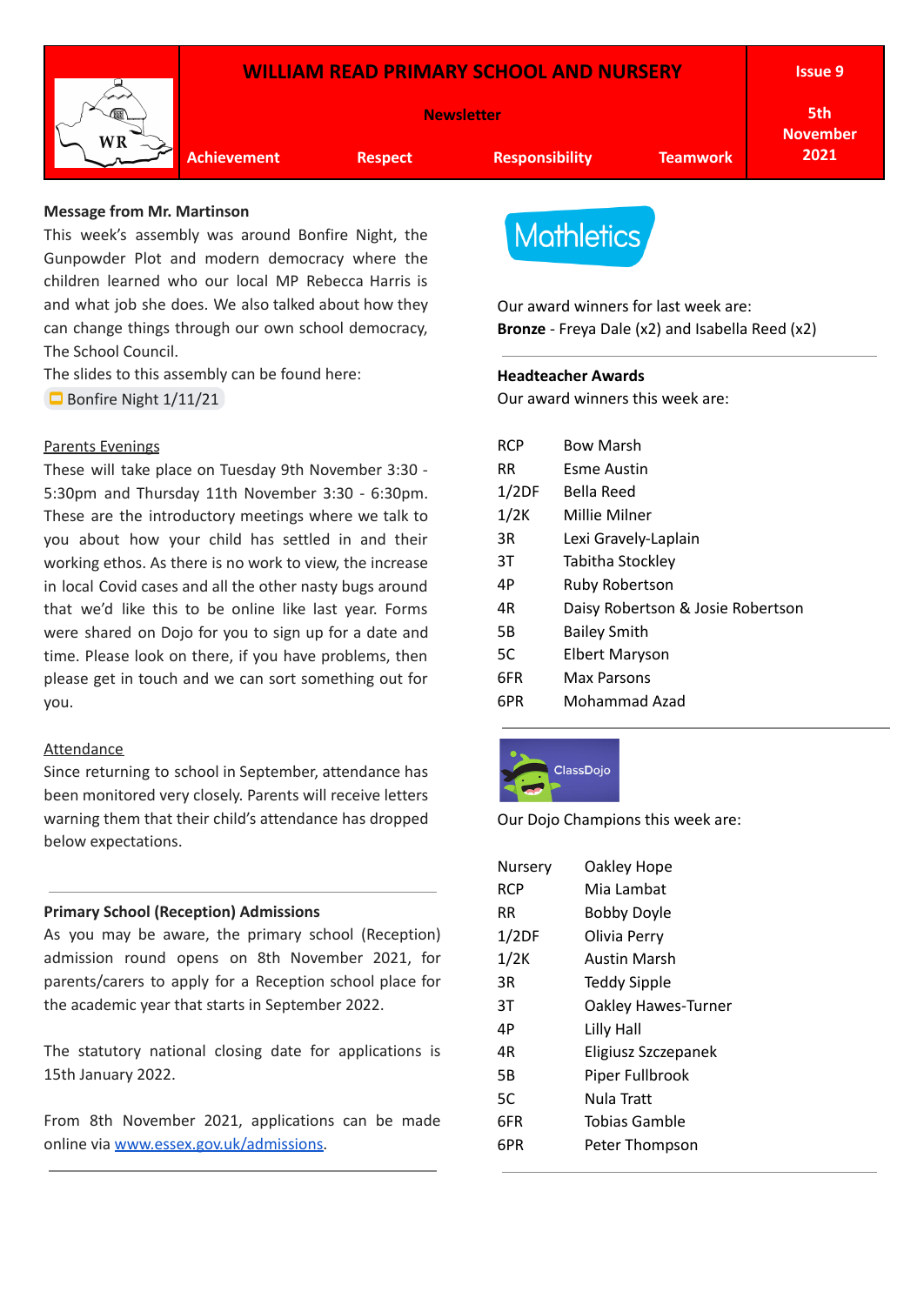# WILLIAM READ PRIMARY SCHOOL AND NURSERY

**Newsletter**

**Issue 9** | **5th November 2021**

**Achievement** | **Respect** | **Responsibility** | **Teamwork**

**Message from Mr. Martinson**

This week's assembly was around Bonfire Night, the Gunpowder Plot and modern democracy where the children learned who our local MP Rebecca Harris is and what job she does. We also talked about how they can change things through our own school democracy, The School Council.

The slides to this assembly can be found here:

Bonfire Night 1/11/21

Parents Evenings

These will take place on Tuesday 9th November 3:30 - 5:30pm and Thursday 11th November 3:30 - 6:30pm. These are the introductory meetings where we talk to you about how your child has settled in and their working ethos. As there is no work to view, the increase in local Covid cases and all the other nasty bugs around that we'd like this to be online like last year. Forms were shared on Dojo for you to sign up for a date and time. Please look on there, if you have problems, then please get in touch and we can sort something out for you.

Attendance

Since returning to school in September, attendance has been monitored very closely. Parents will receive letters warning them that their child's attendance has dropped below expectations.

---

**Primary School (Reception) Admissions**

As you may be aware, the primary school (Reception) admission round opens on 8th November 2021, for parents/carers to apply for a Reception school place for the academic year that starts in September 2022.

The statutory national closing date for applications is 15th January 2022.

From 8th November 2021, applications can be made online via www.essex.gov.uk/admissions.

---

Mathletics

Our award winners for last week are:

**Bronze** - Freya Dale (x2) and Isabella Reed (x2)

---

**Headteacher Awards**

Our award winners this week are:

| | |
|---|---|
| RCP | Bow Marsh |
| RR | Esme Austin |
| 1/2DF | Bella Reed |
| 1/2K | Millie Milner |
| 3R | Lexi Gravely-Laplain |
| 3T | Tabitha Stockley |
| 4P | Ruby Robertson |
| 4R | Daisy Robertson & Josie Robertson |
| 5B | Bailey Smith |
| 5C | Elbert Maryson |
| 6FR | Max Parsons |
| 6PR | Mohammad Azad |

---

ClassDojo

Our Dojo Champions this week are:

| | |
|---|---|
| Nursery | Oakley Hope |
| RCP | Mia Lambat |
| RR | Bobby Doyle |
| 1/2DF | Olivia Perry |
| 1/2K | Austin Marsh |
| 3R | Teddy Sipple |
| 3T | Oakley Hawes-Turner |
| 4P | Lilly Hall |
| 4R | Eligiusz Szczepanek |
| 5B | Piper Fullbrook |
| 5C | Nula Tratt |
| 6FR | Tobias Gamble |
| 6PR | Peter Thompson |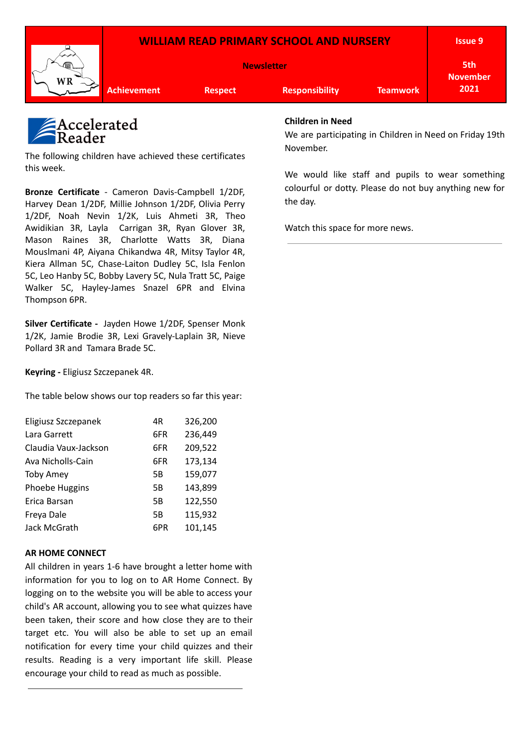# WILLIAM READ PRIMARY SCHOOL AND NURSERY

**Newsletter**

**Issue 9** | **5th November 2021**

**Achievement** | **Respect** | **Responsibility** | **Teamwork**

## Accelerated Reader

The following children have achieved these certificates this week.

**Bronze Certificate** - Cameron Davis-Campbell 1/2DF, Harvey Dean 1/2DF, Millie Johnson 1/2DF, Olivia Perry 1/2DF, Noah Nevin 1/2K, Luis Ahmeti 3R, Theo Awidikian 3R, Layla Carrigan 3R, Ryan Glover 3R, Mason Raines 3R, Charlotte Watts 3R, Diana Mouslmani 4P, Aiyana Chikandwa 4R, Mitsy Taylor 4R, Kiera Allman 5C, Chase-Laiton Dudley 5C, Isla Fenlon 5C, Leo Hanby 5C, Bobby Lavery 5C, Nula Tratt 5C, Paige Walker 5C, Hayley-James Snazel 6PR and Elvina Thompson 6PR.

**Silver Certificate -** Jayden Howe 1/2DF, Spenser Monk 1/2K, Jamie Brodie 3R, Lexi Gravely-Laplain 3R, Nieve Pollard 3R and Tamara Brade 5C.

**Keyring -** Eligiusz Szczepanek 4R.

The table below shows our top readers so far this year:

| | | |
|---|---|---|
| Eligiusz Szczepanek | 4R | 326,200 |
| Lara Garrett | 6FR | 236,449 |
| Claudia Vaux-Jackson | 6FR | 209,522 |
| Ava Nicholls-Cain | 6FR | 173,134 |
| Toby Amey | 5B | 159,077 |
| Phoebe Huggins | 5B | 143,899 |
| Erica Barsan | 5B | 122,550 |
| Freya Dale | 5B | 115,932 |
| Jack McGrath | 6PR | 101,145 |

**AR HOME CONNECT**

All children in years 1-6 have brought a letter home with information for you to log on to AR Home Connect. By logging on to the website you will be able to access your child's AR account, allowing you to see what quizzes have been taken, their score and how close they are to their target etc. You will also be able to set up an email notification for every time your child quizzes and their results. Reading is a very important life skill. Please encourage your child to read as much as possible.

**Children in Need**

We are participating in Children in Need on Friday 19th November.

We would like staff and pupils to wear something colourful or dotty. Please do not buy anything new for the day.

Watch this space for more news.